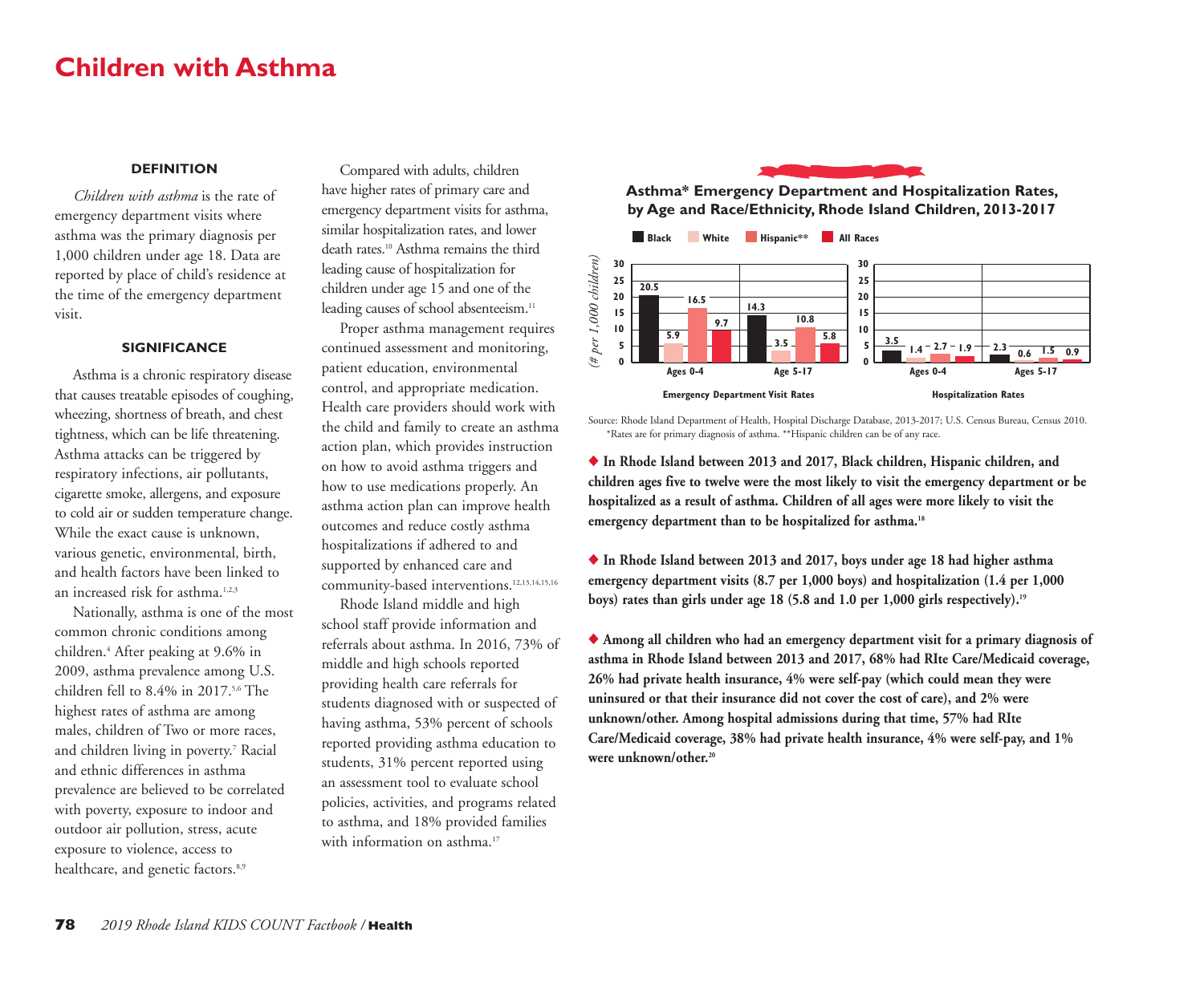# Children with Asthma

### DEFINITION

*Children with asthma* is the rate of emergency department visits where asthma was the primary diagnosis per 1,000 children under age 18. Data are reported by place of child's residence at the time of the emergency department visit.

### SIGNIFICANCE

Asthma is a chronic respiratory disease that causes treatable episodes of coughing, wheezing, shortness of breath, and chest tightness, which can be life threatening. Asthma attacks can be triggered by respiratory infections, air pollutants, cigarette smoke, allergens, and exposure to cold air or sudden temperature change. While the exact cause is unknown, various genetic, environmental, birth, and health factors have been linked to an increased risk for asthma.[1,2,3]

Nationally, asthma is one of the most common chronic conditions among children.[4] After peaking at 9.6% in 2009, asthma prevalence among U.S. children fell to 8.4% in 2017.[5,6] The highest rates of asthma are among males, children of Two or more races, and children living in poverty.[7] Racial and ethnic differences in asthma prevalence are believed to be correlated with poverty, exposure to indoor and outdoor air pollution, stress, acute exposure to violence, access to healthcare, and genetic factors.[8,9]

Compared with adults, children have higher rates of primary care and emergency department visits for asthma, similar hospitalization rates, and lower death rates.[10] Asthma remains the third leading cause of hospitalization for children under age 15 and one of the leading causes of school absenteeism.[11]

Proper asthma management requires continued assessment and monitoring, patient education, environmental control, and appropriate medication. Health care providers should work with the child and family to create an asthma action plan, which provides instruction on how to avoid asthma triggers and how to use medications properly. An asthma action plan can improve health outcomes and reduce costly asthma hospitalizations if adhered to and supported by enhanced care and community-based interventions.[12,13,14,15,16]

Rhode Island middle and high school staff provide information and referrals about asthma. In 2016, 73% of middle and high schools reported providing health care referrals for students diagnosed with or suspected of having asthma, 53% percent of schools reported providing asthma education to students, 31% percent reported using an assessment tool to evaluate school policies, activities, and programs related to asthma, and 18% provided families with information on asthma.[17]

**Asthma\* Emergency Department and Hospitalization Rates, by Age and Race/Ethnicity, Rhode Island Children, 2013-2017**

(# per 1,000 children)

| | Black | White | Hispanic** | All Races |
|---|---|---|---|---|
| **Emergency Department Visit Rates** | | | | |
| Ages 0-4 | 20.5 | 5.9 | 16.5 | 9.7 |
| Ages 5-17 | 14.3 | 3.5 | 10.8 | 5.8 |
| **Hospitalization Rates** | | | | |
| Ages 0-4 | 3.5 | 1.4 | 2.7 | 1.9 |
| Ages 5-17 | 2.3 | 0.6 | 1.5 | 0.9 |

Source: Rhode Island Department of Health, Hospital Discharge Database, 2013-2017; U.S. Census Bureau, Census 2010.
\*Rates are for primary diagnosis of asthma. \*\*Hispanic children can be of any race.

◆ **In Rhode Island between 2013 and 2017, Black children, Hispanic children, and children ages five to twelve were the most likely to visit the emergency department or be hospitalized as a result of asthma. Children of all ages were more likely to visit the emergency department than to be hospitalized for asthma.[18]**

◆ **In Rhode Island between 2013 and 2017, boys under age 18 had higher asthma emergency department visits (8.7 per 1,000 boys) and hospitalization (1.4 per 1,000 boys) rates than girls under age 18 (5.8 and 1.0 per 1,000 girls respectively).[19]**

◆ **Among all children who had an emergency department visit for a primary diagnosis of asthma in Rhode Island between 2013 and 2017, 68% had RIte Care/Medicaid coverage, 26% had private health insurance, 4% were self-pay (which could mean they were uninsured or that their insurance did not cover the cost of care), and 2% were unknown/other. Among hospital admissions during that time, 57% had RIte Care/Medicaid coverage, 38% had private health insurance, 4% were self-pay, and 1% were unknown/other.[20]**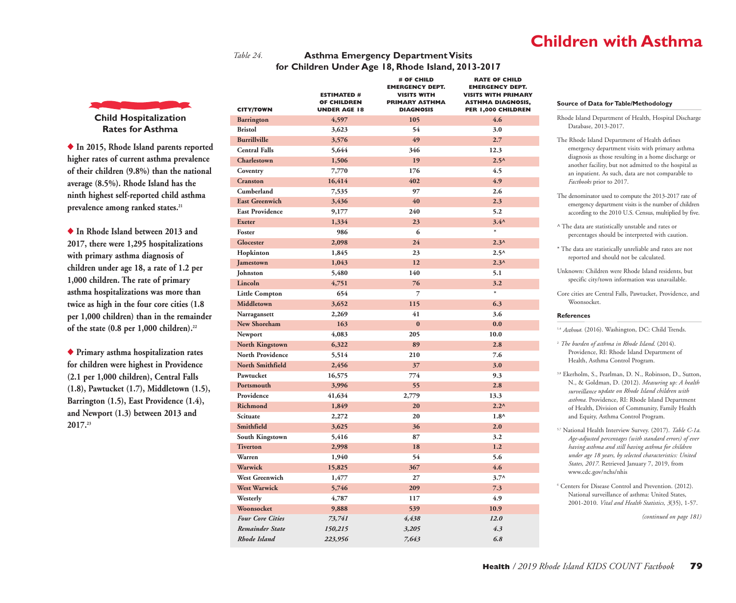# Children with Asthma

## Child Hospitalization Rates for Asthma

◆ **In 2015, Rhode Island parents reported higher rates of current asthma prevalence of their children (9.8%) than the national average (8.5%). Rhode Island has the ninth highest self-reported child asthma prevalence among ranked states.[21]**

◆ **In Rhode Island between 2013 and 2017, there were 1,295 hospitalizations with primary asthma diagnosis of children under age 18, a rate of 1.2 per 1,000 children. The rate of primary asthma hospitalizations was more than twice as high in the four core cities (1.8 per 1,000 children) than in the remainder of the state (0.8 per 1,000 children).[22]**

◆ **Primary asthma hospitalization rates for children were highest in Providence (2.1 per 1,000 children), Central Falls (1.8), Pawtucket (1.7), Middletown (1.5), Barrington (1.5), East Providence (1.4), and Newport (1.3) between 2013 and 2017.[23]**

*Table 24.* **Asthma Emergency Department Visits for Children Under Age 18, Rhode Island, 2013-2017**

| CITY/TOWN | ESTIMATED # OF CHILDREN UNDER AGE 18 | # OF CHILD EMERGENCY DEPT. VISITS WITH PRIMARY ASTHMA DIAGNOSIS | RATE OF CHILD EMERGENCY DEPT. VISITS WITH PRIMARY ASTHMA DIAGNOSIS, PER 1,000 CHILDREN |
|---|---|---|---|
| Barrington | 4,597 | 105 | 4.6 |
| Bristol | 3,623 | 54 | 3.0 |
| Burrillville | 3,576 | 49 | 2.7 |
| Central Falls | 5,644 | 346 | 12.3 |
| Charlestown | 1,506 | 19 | 2.5^ |
| Coventry | 7,770 | 176 | 4.5 |
| Cranston | 16,414 | 402 | 4.9 |
| Cumberland | 7,535 | 97 | 2.6 |
| East Greenwich | 3,436 | 40 | 2.3 |
| East Providence | 9,177 | 240 | 5.2 |
| Exeter | 1,334 | 23 | 3.4^ |
| Foster | 986 | 6 | * |
| Glocester | 2,098 | 24 | 2.3^ |
| Hopkinton | 1,845 | 23 | 2.5^ |
| Jamestown | 1,043 | 12 | 2.3^ |
| Johnston | 5,480 | 140 | 5.1 |
| Lincoln | 4,751 | 76 | 3.2 |
| Little Compton | 654 | 7 | * |
| Middletown | 3,652 | 115 | 6.3 |
| Narragansett | 2,269 | 41 | 3.6 |
| New Shoreham | 163 | 0 | 0.0 |
| Newport | 4,083 | 205 | 10.0 |
| North Kingstown | 6,322 | 89 | 2.8 |
| North Providence | 5,514 | 210 | 7.6 |
| North Smithfield | 2,456 | 37 | 3.0 |
| Pawtucket | 16,575 | 774 | 9.3 |
| Portsmouth | 3,996 | 55 | 2.8 |
| Providence | 41,634 | 2,779 | 13.3 |
| Richmond | 1,849 | 20 | 2.2^ |
| Scituate | 2,272 | 20 | 1.8^ |
| Smithfield | 3,625 | 36 | 2.0 |
| South Kingstown | 5,416 | 87 | 3.2 |
| Tiverton | 2,998 | 18 | 1.2 |
| Warren | 1,940 | 54 | 5.6 |
| Warwick | 15,825 | 367 | 4.6 |
| West Greenwich | 1,477 | 27 | 3.7^ |
| West Warwick | 5,746 | 209 | 7.3 |
| Westerly | 4,787 | 117 | 4.9 |
| Woonsocket | 9,888 | 539 | 10.9 |
| *Four Core Cities* | *73,741* | *4,438* | *12.0* |
| *Remainder State* | *150,215* | *3,205* | *4.3* |
| *Rhode Island* | *223,956* | *7,643* | *6.8* |

### Source of Data for Table/Methodology

Rhode Island Department of Health, Hospital Discharge Database, 2013-2017.

The Rhode Island Department of Health defines emergency department visits with primary asthma diagnosis as those resulting in a home discharge or another facility, but not admitted to the hospital as an inpatient. As such, data are not comparable to *Factbooks* prior to 2017.

The denominator used to compute the 2013-2017 rate of emergency department visits is the number of children according to the 2010 U.S. Census, multiplied by five.

^ The data are statistically unstable and rates or percentages should be interpreted with caution.

* The data are statistically unreliable and rates are not reported and should not be calculated.

Unknown: Children were Rhode Island residents, but specific city/town information was unavailable.

Core cities are Central Falls, Pawtucket, Providence, and Woonsocket.

### References

[1,4] *Asthma.* (2016). Washington, DC: Child Trends.

[2] *The burden of asthma in Rhode Island.* (2014). Providence, RI: Rhode Island Department of Health, Asthma Control Program.

[3,8] Ekerholm, S., Pearlman, D. N., Robinson, D., Sutton, N., & Goldman, D. (2012). *Measuring up: A health surveillance update on Rhode Island children with asthma.* Providence, RI: Rhode Island Department of Health, Division of Community, Family Health and Equity, Asthma Control Program.

[5,7] National Health Interview Survey. (2017). *Table C-1a. Age-adjusted percentages (with standard errors) of ever having asthma and still having asthma for children under age 18 years, by selected characteristics: United States, 2017.* Retrieved January 7, 2019, from www.cdc.gov/nchs/nhis

[6] Centers for Disease Control and Prevention. (2012). National surveillance of asthma: United States, 2001-2010. *Vital and Health Statistics, 3*(35), 1-57.

*(continued on page 181)*